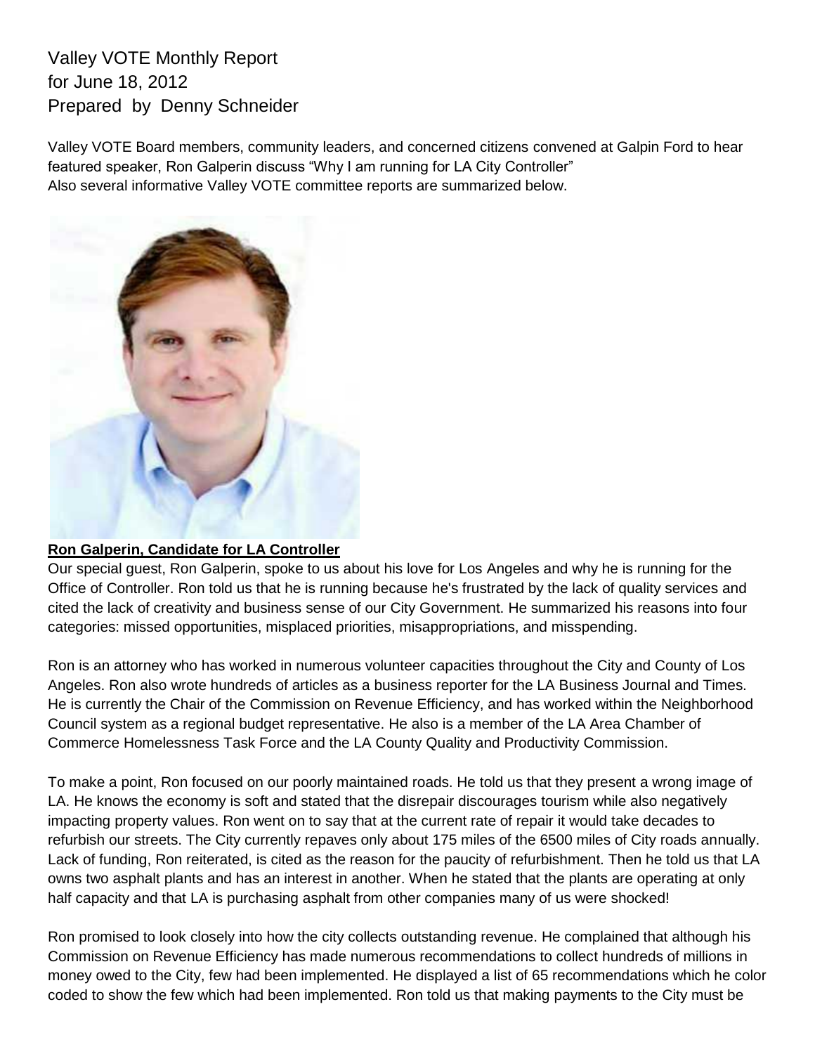Valley VOTE Monthly Report
for June 18, 2012
Prepared by Denny Schneider

Valley VOTE Board members, community leaders, and concerned citizens convened at Galpin Ford to hear featured speaker, Ron Galperin discuss "Why I am running for LA City Controller"
Also several informative Valley VOTE committee reports are summarized below.

**Ron Galperin, Candidate for LA Controller**

Our special guest, Ron Galperin, spoke to us about his love for Los Angeles and why he is running for the Office of Controller. Ron told us that he is running because he's frustrated by the lack of quality services and cited the lack of creativity and business sense of our City Government. He summarized his reasons into four categories: missed opportunities, misplaced priorities, misappropriations, and misspending.

Ron is an attorney who has worked in numerous volunteer capacities throughout the City and County of Los Angeles. Ron also wrote hundreds of articles as a business reporter for the LA Business Journal and Times. He is currently the Chair of the Commission on Revenue Efficiency, and has worked within the Neighborhood Council system as a regional budget representative. He also is a member of the LA Area Chamber of Commerce Homelessness Task Force and the LA County Quality and Productivity Commission.

To make a point, Ron focused on our poorly maintained roads. He told us that they present a wrong image of LA. He knows the economy is soft and stated that the disrepair discourages tourism while also negatively impacting property values. Ron went on to say that at the current rate of repair it would take decades to refurbish our streets. The City currently repaves only about 175 miles of the 6500 miles of City roads annually. Lack of funding, Ron reiterated, is cited as the reason for the paucity of refurbishment. Then he told us that LA owns two asphalt plants and has an interest in another. When he stated that the plants are operating at only half capacity and that LA is purchasing asphalt from other companies many of us were shocked!

Ron promised to look closely into how the city collects outstanding revenue. He complained that although his Commission on Revenue Efficiency has made numerous recommendations to collect hundreds of millions in money owed to the City, few had been implemented. He displayed a list of 65 recommendations which he color coded to show the few which had been implemented. Ron told us that making payments to the City must be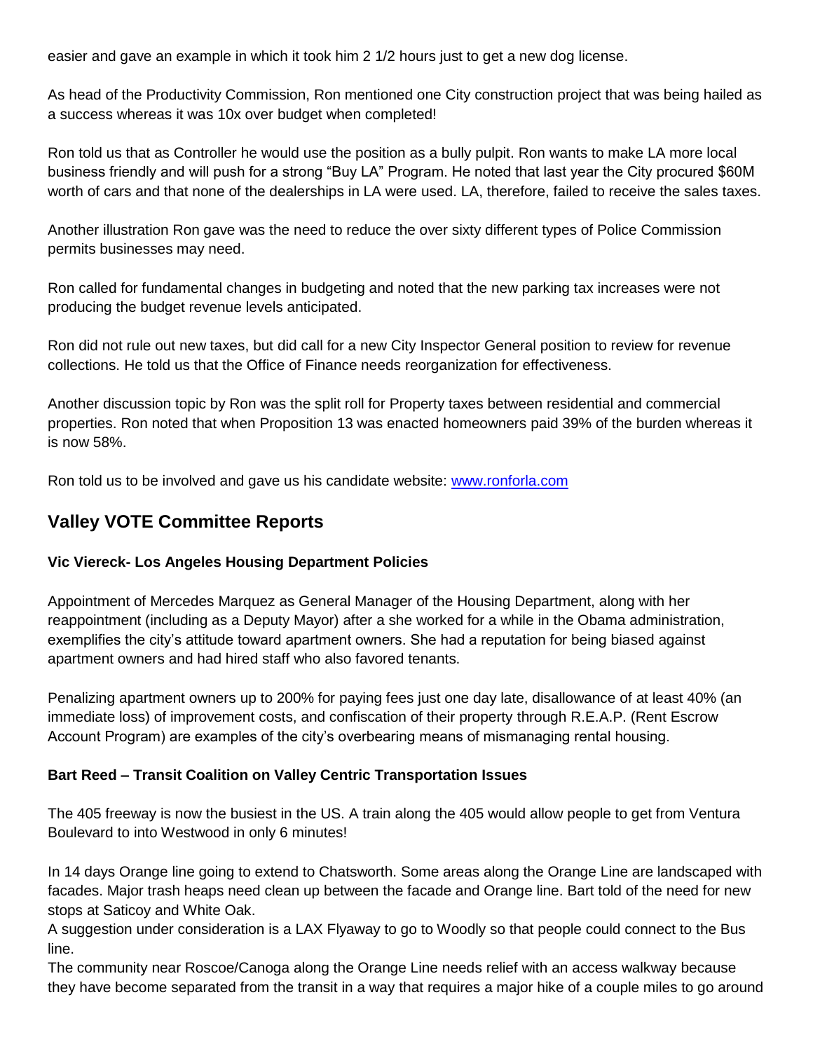easier and gave an example in which it took him 2 1/2 hours just to get a new dog license.

As head of the Productivity Commission, Ron mentioned one City construction project that was being hailed as a success whereas it was 10x over budget when completed!

Ron told us that as Controller he would use the position as a bully pulpit. Ron wants to make LA more local business friendly and will push for a strong "Buy LA" Program. He noted that last year the City procured $60M worth of cars and that none of the dealerships in LA were used. LA, therefore, failed to receive the sales taxes.

Another illustration Ron gave was the need to reduce the over sixty different types of Police Commission permits businesses may need.

Ron called for fundamental changes in budgeting and noted that the new parking tax increases were not producing the budget revenue levels anticipated.

Ron did not rule out new taxes, but did call for a new City Inspector General position to review for revenue collections. He told us that the Office of Finance needs reorganization for effectiveness.

Another discussion topic by Ron was the split roll for Property taxes between residential and commercial properties. Ron noted that when Proposition 13 was enacted homeowners paid 39% of the burden whereas it is now 58%.

Ron told us to be involved and gave us his candidate website: [www.ronforla.com](http://www.ronforla.com)

## Valley VOTE Committee Reports

**Vic Viereck- Los Angeles Housing Department Policies**

Appointment of Mercedes Marquez as General Manager of the Housing Department, along with her reappointment (including as a Deputy Mayor) after a she worked for a while in the Obama administration, exemplifies the city's attitude toward apartment owners. She had a reputation for being biased against apartment owners and had hired staff who also favored tenants.

Penalizing apartment owners up to 200% for paying fees just one day late, disallowance of at least 40% (an immediate loss) of improvement costs, and confiscation of their property through R.E.A.P. (Rent Escrow Account Program) are examples of the city's overbearing means of mismanaging rental housing.

**Bart Reed – Transit Coalition on Valley Centric Transportation Issues**

The 405 freeway is now the busiest in the US. A train along the 405 would allow people to get from Ventura Boulevard to into Westwood in only 6 minutes!

In 14 days Orange line going to extend to Chatsworth. Some areas along the Orange Line are landscaped with facades. Major trash heaps need clean up between the facade and Orange line. Bart told of the need for new stops at Saticoy and White Oak.
A suggestion under consideration is a LAX Flyaway to go to Woodly so that people could connect to the Bus line.
The community near Roscoe/Canoga along the Orange Line needs relief with an access walkway because they have become separated from the transit in a way that requires a major hike of a couple miles to go around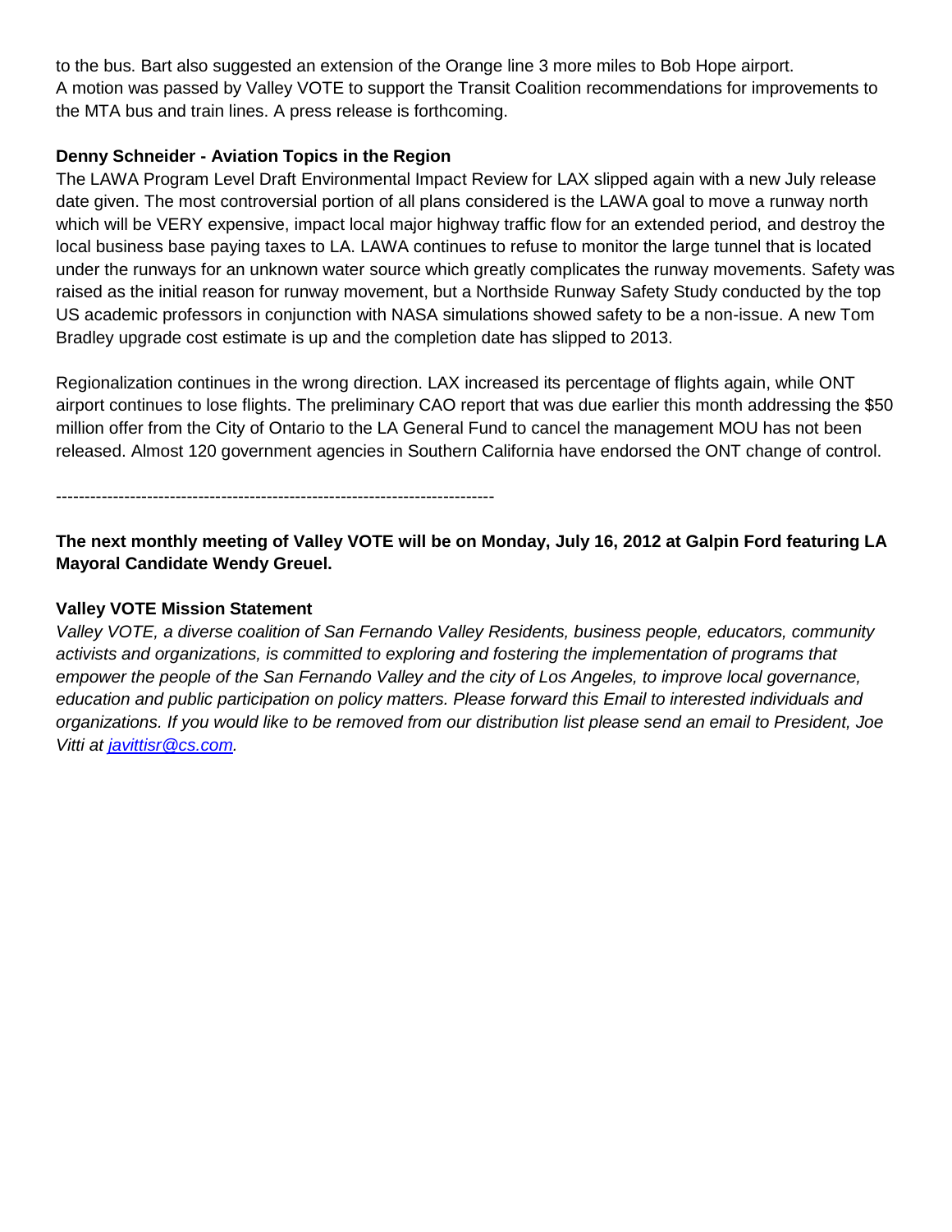to the bus. Bart also suggested an extension of the Orange line 3 more miles to Bob Hope airport.
A motion was passed by Valley VOTE to support the Transit Coalition recommendations for improvements to the MTA bus and train lines. A press release is forthcoming.

**Denny Schneider - Aviation Topics in the Region**

The LAWA Program Level Draft Environmental Impact Review for LAX slipped again with a new July release date given. The most controversial portion of all plans considered is the LAWA goal to move a runway north which will be VERY expensive, impact local major highway traffic flow for an extended period, and destroy the local business base paying taxes to LA. LAWA continues to refuse to monitor the large tunnel that is located under the runways for an unknown water source which greatly complicates the runway movements. Safety was raised as the initial reason for runway movement, but a Northside Runway Safety Study conducted by the top US academic professors in conjunction with NASA simulations showed safety to be a non-issue. A new Tom Bradley upgrade cost estimate is up and the completion date has slipped to 2013.

Regionalization continues in the wrong direction. LAX increased its percentage of flights again, while ONT airport continues to lose flights. The preliminary CAO report that was due earlier this month addressing the $50 million offer from the City of Ontario to the LA General Fund to cancel the management MOU has not been released. Almost 120 government agencies in Southern California have endorsed the ONT change of control.

---------------------------------------------------------------------------

**The next monthly meeting of Valley VOTE will be on Monday, July 16, 2012 at Galpin Ford featuring LA Mayoral Candidate Wendy Greuel.**

**Valley VOTE Mission Statement**

*Valley VOTE, a diverse coalition of San Fernando Valley Residents, business people, educators, community activists and organizations, is committed to exploring and fostering the implementation of programs that empower the people of the San Fernando Valley and the city of Los Angeles, to improve local governance, education and public participation on policy matters. Please forward this Email to interested individuals and organizations. If you would like to be removed from our distribution list please send an email to President, Joe Vitti at [javittisr@cs.com](mailto:javittisr@cs.com).*